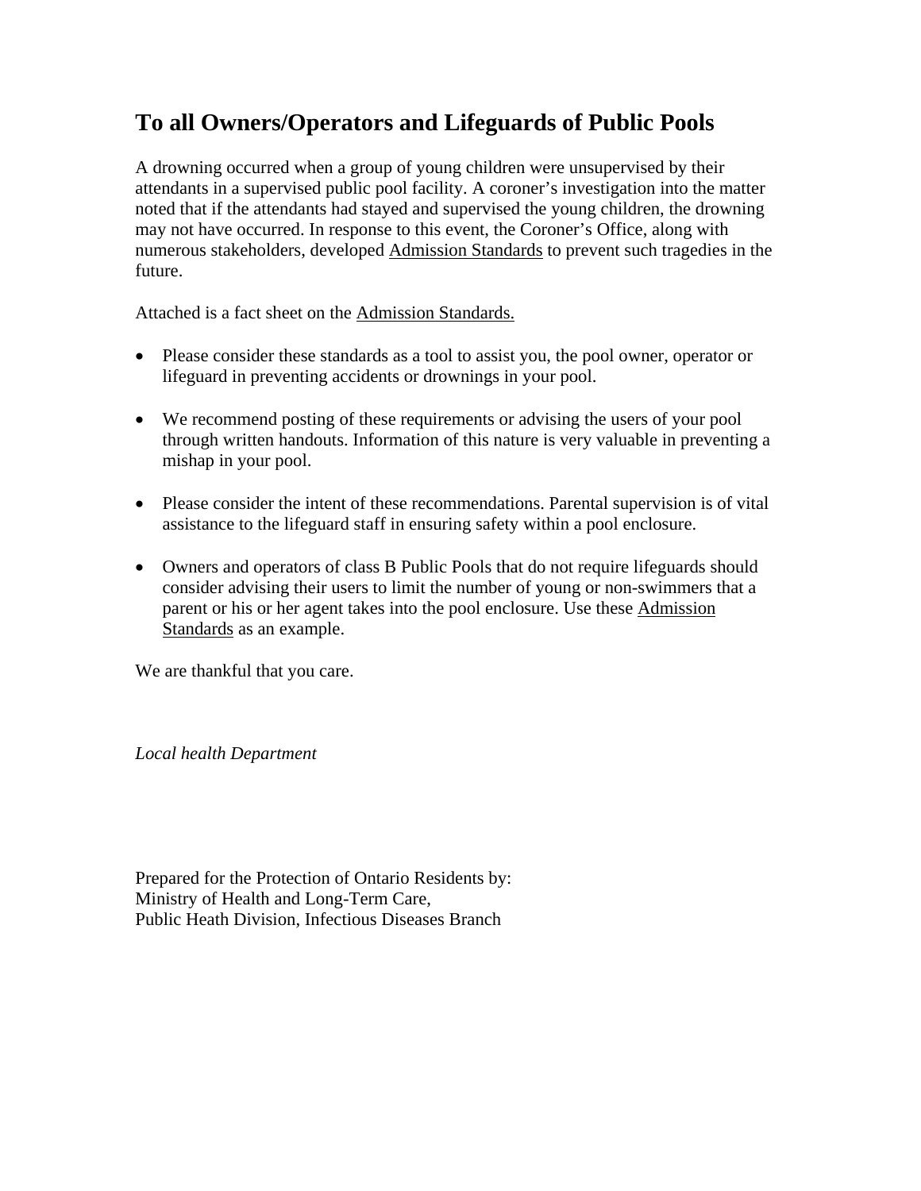## To all Owners/Operators and Lifeguards of Public Pools

A drowning occurred when a group of young children were unsupervised by their attendants in a supervised public pool facility. A coroner's investigation into the matter noted that if the attendants had stayed and supervised the young children, the drowning may not have occurred. In response to this event, the Coroner's Office, along with numerous stakeholders, developed Admission Standards to prevent such tragedies in the future.

Attached is a fact sheet on the Admission Standards.

- Please consider these standards as a tool to assist you, the pool owner, operator or lifeguard in preventing accidents or drownings in your pool.
- We recommend posting of these requirements or advising the users of your pool through written handouts. Information of this nature is very valuable in preventing a mishap in your pool.
- Please consider the intent of these recommendations. Parental supervision is of vital assistance to the lifeguard staff in ensuring safety within a pool enclosure.
- Owners and operators of class B Public Pools that do not require lifeguards should consider advising their users to limit the number of young or non-swimmers that a parent or his or her agent takes into the pool enclosure. Use these Admission Standards as an example.

We are thankful that you care.

*Local health Department*

Prepared for the Protection of Ontario Residents by:
Ministry of Health and Long-Term Care,
Public Heath Division, Infectious Diseases Branch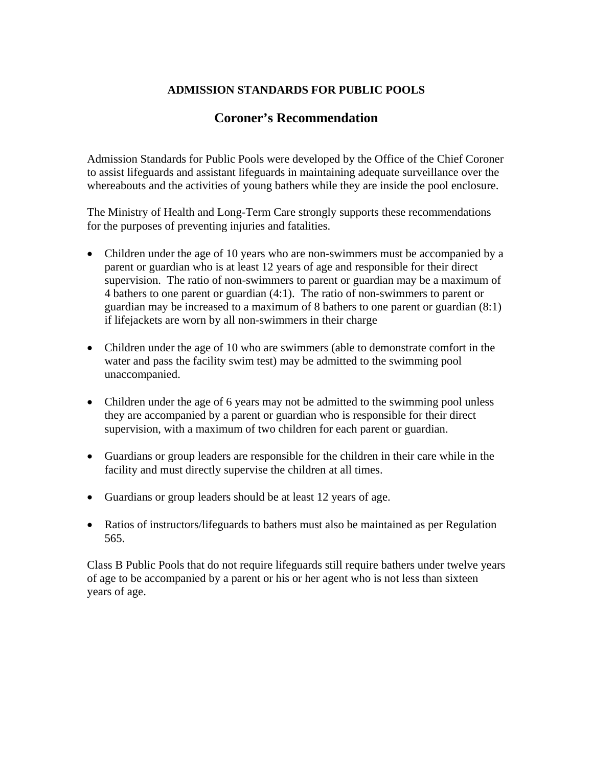**ADMISSION STANDARDS FOR PUBLIC POOLS**

## Coroner's Recommendation

Admission Standards for Public Pools were developed by the Office of the Chief Coroner to assist lifeguards and assistant lifeguards in maintaining adequate surveillance over the whereabouts and the activities of young bathers while they are inside the pool enclosure.

The Ministry of Health and Long-Term Care strongly supports these recommendations for the purposes of preventing injuries and fatalities.

- Children under the age of 10 years who are non-swimmers must be accompanied by a parent or guardian who is at least 12 years of age and responsible for their direct supervision. The ratio of non-swimmers to parent or guardian may be a maximum of 4 bathers to one parent or guardian (4:1). The ratio of non-swimmers to parent or guardian may be increased to a maximum of 8 bathers to one parent or guardian (8:1) if lifejackets are worn by all non-swimmers in their charge

- Children under the age of 10 who are swimmers (able to demonstrate comfort in the water and pass the facility swim test) may be admitted to the swimming pool unaccompanied.

- Children under the age of 6 years may not be admitted to the swimming pool unless they are accompanied by a parent or guardian who is responsible for their direct supervision, with a maximum of two children for each parent or guardian.

- Guardians or group leaders are responsible for the children in their care while in the facility and must directly supervise the children at all times.

- Guardians or group leaders should be at least 12 years of age.

- Ratios of instructors/lifeguards to bathers must also be maintained as per Regulation 565.

Class B Public Pools that do not require lifeguards still require bathers under twelve years of age to be accompanied by a parent or his or her agent who is not less than sixteen years of age.